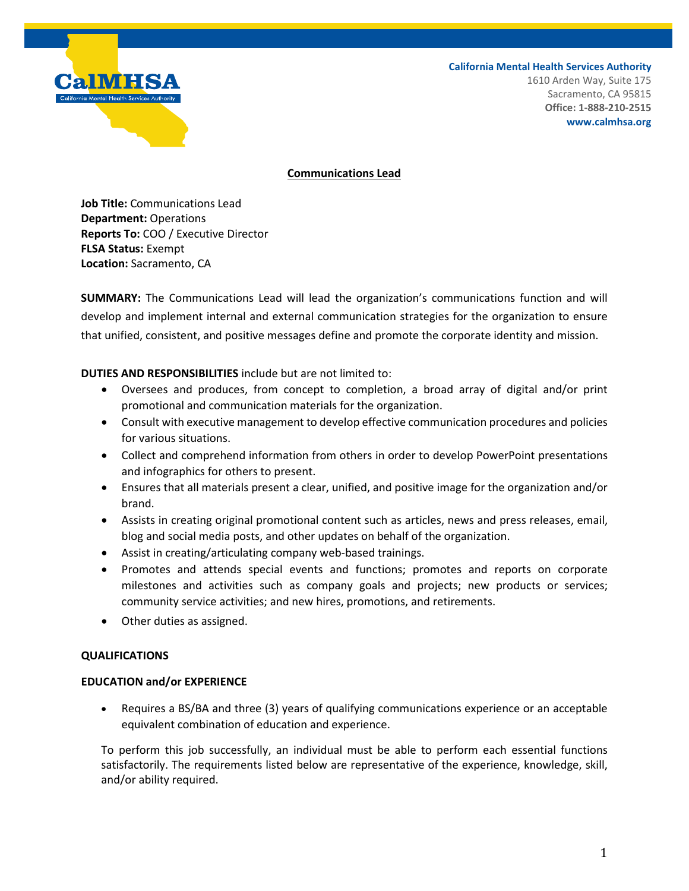California Mental Health Services Authority
1610 Arden Way, Suite 175
Sacramento, CA 95815
**Office: 1-888-210-2515**
**www.calmhsa.org**

## Communications Lead

**Job Title:** Communications Lead
**Department:** Operations
**Reports To:** COO / Executive Director
**FLSA Status:** Exempt
**Location:** Sacramento, CA

**SUMMARY:** The Communications Lead will lead the organization's communications function and will develop and implement internal and external communication strategies for the organization to ensure that unified, consistent, and positive messages define and promote the corporate identity and mission.

**DUTIES AND RESPONSIBILITIES** include but are not limited to:

- Oversees and produces, from concept to completion, a broad array of digital and/or print promotional and communication materials for the organization.
- Consult with executive management to develop effective communication procedures and policies for various situations.
- Collect and comprehend information from others in order to develop PowerPoint presentations and infographics for others to present.
- Ensures that all materials present a clear, unified, and positive image for the organization and/or brand.
- Assists in creating original promotional content such as articles, news and press releases, email, blog and social media posts, and other updates on behalf of the organization.
- Assist in creating/articulating company web-based trainings.
- Promotes and attends special events and functions; promotes and reports on corporate milestones and activities such as company goals and projects; new products or services; community service activities; and new hires, promotions, and retirements.
- Other duties as assigned.

**QUALIFICATIONS**

**EDUCATION and/or EXPERIENCE**

- Requires a BS/BA and three (3) years of qualifying communications experience or an acceptable equivalent combination of education and experience.

To perform this job successfully, an individual must be able to perform each essential functions satisfactorily. The requirements listed below are representative of the experience, knowledge, skill, and/or ability required.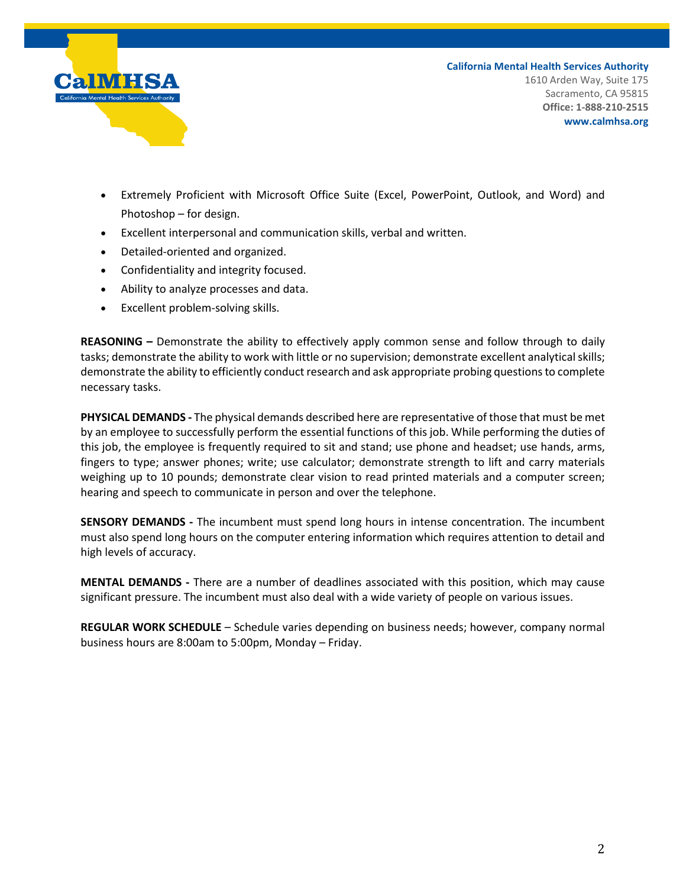- Extremely Proficient with Microsoft Office Suite (Excel, PowerPoint, Outlook, and Word) and Photoshop – for design.
- Excellent interpersonal and communication skills, verbal and written.
- Detailed-oriented and organized.
- Confidentiality and integrity focused.
- Ability to analyze processes and data.
- Excellent problem-solving skills.

**REASONING –** Demonstrate the ability to effectively apply common sense and follow through to daily tasks; demonstrate the ability to work with little or no supervision; demonstrate excellent analytical skills; demonstrate the ability to efficiently conduct research and ask appropriate probing questions to complete necessary tasks.

**PHYSICAL DEMANDS -** The physical demands described here are representative of those that must be met by an employee to successfully perform the essential functions of this job. While performing the duties of this job, the employee is frequently required to sit and stand; use phone and headset; use hands, arms, fingers to type; answer phones; write; use calculator; demonstrate strength to lift and carry materials weighing up to 10 pounds; demonstrate clear vision to read printed materials and a computer screen; hearing and speech to communicate in person and over the telephone.

**SENSORY DEMANDS -** The incumbent must spend long hours in intense concentration. The incumbent must also spend long hours on the computer entering information which requires attention to detail and high levels of accuracy.

**MENTAL DEMANDS -** There are a number of deadlines associated with this position, which may cause significant pressure. The incumbent must also deal with a wide variety of people on various issues.

**REGULAR WORK SCHEDULE** – Schedule varies depending on business needs; however, company normal business hours are 8:00am to 5:00pm, Monday – Friday.